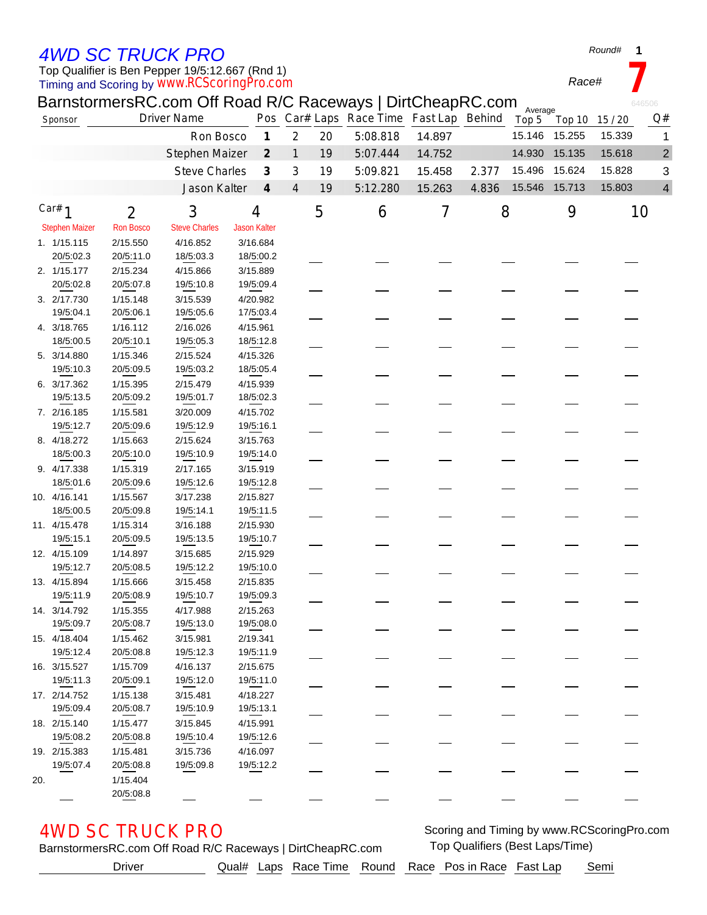# 4WD SC TRUCK PRO

Round# 1

Top Qualifier is Ben Pepper 19/5:12.667 (Rnd 1)

Timing and Scoring by www.RCScoringPro.com

Race# 7

## BarnstormersRC.com Off Road R/C Raceways | DirtCheapRC.com

646506

| Sponsor | Driver Name | Pos | Car# | Laps | Race Time | Fast Lap | Behind | Average Top 5 | Top 10 | 15 / 20 | Q# |
|---|---|---|---|---|---|---|---|---|---|---|---|
| | Ron Bosco | 1 | 2 | 20 | 5:08.818 | 14.897 | | 15.146 | 15.255 | 15.339 | 1 |
| | Stephen Maizer | 2 | 1 | 19 | 5:07.444 | 14.752 | | 14.930 | 15.135 | 15.618 | 2 |
| | Steve Charles | 3 | 3 | 19 | 5:09.821 | 15.458 | 2.377 | 15.496 | 15.624 | 15.828 | 3 |
| | Jason Kalter | 4 | 4 | 19 | 5:12.280 | 15.263 | 4.836 | 15.546 | 15.713 | 15.803 | 4 |

| Car# | 1 | 2 | 3 | 4 | 5 | 6 | 7 | 8 | 9 | 10 |
|---|---|---|---|---|---|---|---|---|---|---|
| | Stephen Maizer | Ron Bosco | Steve Charles | Jason Kalter | | | | | | |
| 1. | 1/15.115<br>20/5:02.3 | 2/15.550<br>20/5:11.0 | 4/16.852<br>18/5:03.3 | 3/16.684<br>18/5:00.2 | | | | | | |
| 2. | 1/15.177<br>20/5:02.8 | 2/15.234<br>20/5:07.8 | 4/15.866<br>19/5:10.8 | 3/15.889<br>19/5:09.4 | | | | | | |
| 3. | 2/17.730<br>19/5:04.1 | 1/15.148<br>20/5:06.1 | 3/15.539<br>19/5:05.6 | 4/20.982<br>17/5:03.4 | | | | | | |
| 4. | 3/18.765<br>18/5:00.5 | 1/16.112<br>20/5:10.1 | 2/16.026<br>19/5:05.3 | 4/15.961<br>18/5:12.8 | | | | | | |
| 5. | 3/14.880<br>19/5:10.3 | 1/15.346<br>20/5:09.5 | 2/15.524<br>19/5:03.2 | 4/15.326<br>18/5:05.4 | | | | | | |
| 6. | 3/17.362<br>19/5:13.5 | 1/15.395<br>20/5:09.2 | 2/15.479<br>19/5:01.7 | 4/15.939<br>18/5:02.3 | | | | | | |
| 7. | 2/16.185<br>19/5:12.7 | 1/15.581<br>20/5:09.6 | 3/20.009<br>19/5:12.9 | 4/15.702<br>19/5:16.1 | | | | | | |
| 8. | 4/18.272<br>18/5:00.3 | 1/15.663<br>20/5:10.0 | 2/15.624<br>19/5:10.9 | 3/15.763<br>19/5:14.0 | | | | | | |
| 9. | 4/17.338<br>18/5:01.6 | 1/15.319<br>20/5:09.6 | 2/17.165<br>19/5:12.6 | 3/15.919<br>19/5:12.8 | | | | | | |
| 10. | 4/16.141<br>18/5:00.5 | 1/15.567<br>20/5:09.8 | 3/17.238<br>19/5:14.1 | 2/15.827<br>19/5:11.5 | | | | | | |
| 11. | 4/15.478<br>19/5:15.1 | 1/15.314<br>20/5:09.5 | 3/16.188<br>19/5:13.5 | 2/15.930<br>19/5:10.7 | | | | | | |
| 12. | 4/15.109<br>19/5:12.7 | 1/14.897<br>20/5:08.5 | 3/15.685<br>19/5:12.2 | 2/15.929<br>19/5:10.0 | | | | | | |
| 13. | 4/15.894<br>19/5:11.9 | 1/15.666<br>20/5:08.9 | 3/15.458<br>19/5:10.7 | 2/15.835<br>19/5:09.3 | | | | | | |
| 14. | 3/14.792<br>19/5:09.7 | 1/15.355<br>20/5:08.7 | 4/17.988<br>19/5:13.0 | 2/15.263<br>19/5:08.0 | | | | | | |
| 15. | 4/18.404<br>19/5:12.4 | 1/15.462<br>20/5:08.8 | 3/15.981<br>19/5:12.3 | 2/19.341<br>19/5:11.9 | | | | | | |
| 16. | 3/15.527<br>19/5:11.3 | 1/15.709<br>20/5:09.1 | 4/16.137<br>19/5:12.0 | 2/15.675<br>19/5:11.0 | | | | | | |
| 17. | 2/14.752<br>19/5:09.4 | 1/15.138<br>20/5:08.7 | 3/15.481<br>19/5:10.9 | 4/18.227<br>19/5:13.1 | | | | | | |
| 18. | 2/15.140<br>19/5:08.2 | 1/15.477<br>20/5:08.8 | 3/15.845<br>19/5:10.4 | 4/15.991<br>19/5:12.6 | | | | | | |
| 19. | 2/15.383<br>19/5:07.4 | 1/15.481<br>20/5:08.8 | 3/15.736<br>19/5:09.8 | 4/16.097<br>19/5:12.2 | | | | | | |
| 20. | | 1/15.404<br>20/5:08.8 | | | | | | | | |

# 4WD SC TRUCK PRO

BarnstormersRC.com Off Road R/C Raceways | DirtCheapRC.com

Scoring and Timing by www.RCScoringPro.com

Top Qualifiers (Best Laps/Time)

| Driver | Qual# | Laps | Race Time | Round | Race | Pos in Race | Fast Lap | Semi |
|---|---|---|---|---|---|---|---|---|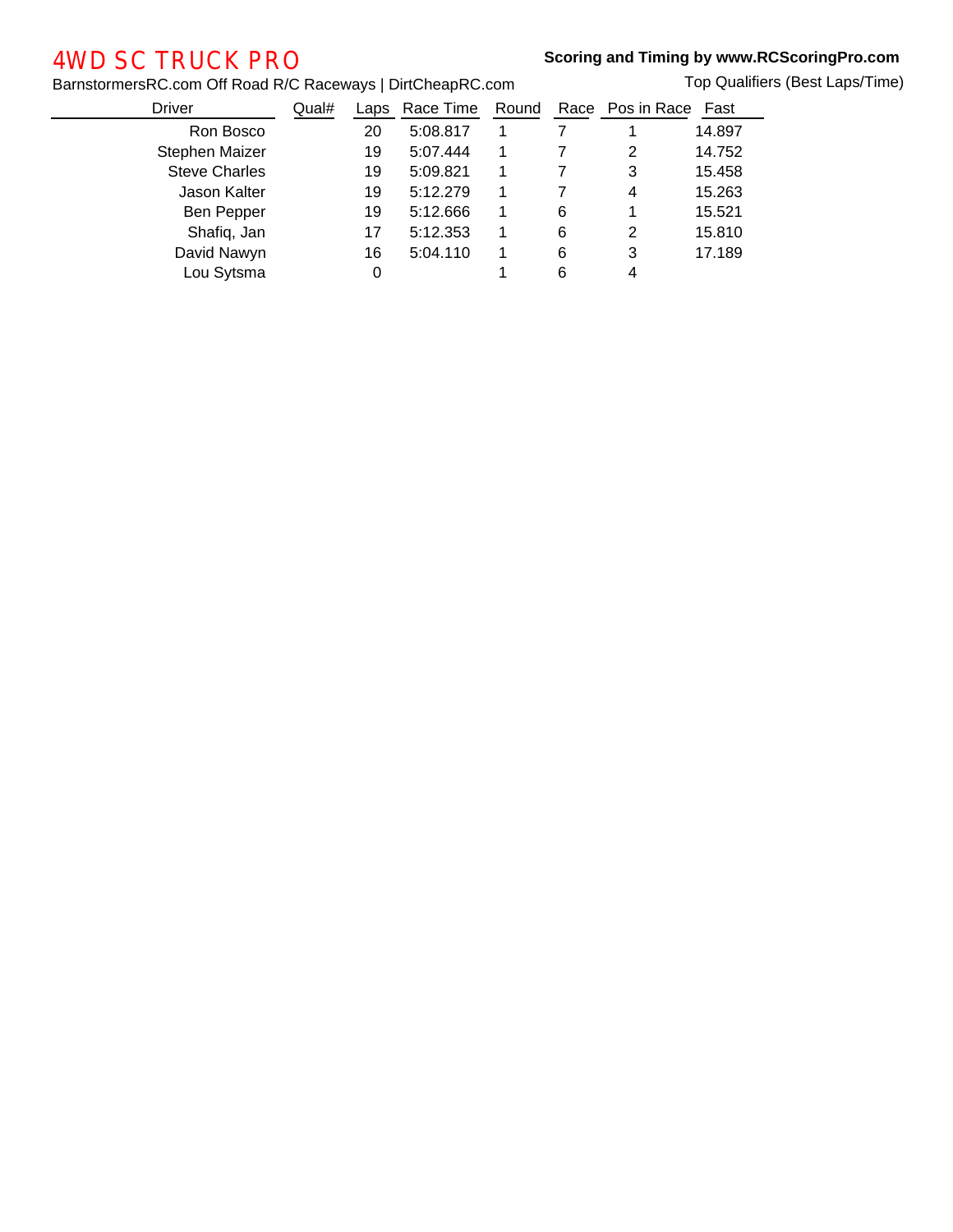# 4WD SC TRUCK PRO

**Scoring and Timing by www.RCScoringPro.com**

BarnstormersRC.com Off Road R/C Raceways | DirtCheapRC.com

Top Qualifiers (Best Laps/Time)

| Driver | Qual# | Laps | Race Time | Round | Race | Pos in Race | Fast |
|---|---|---|---|---|---|---|---|
| Ron Bosco | | 20 | 5:08.817 | 1 | 7 | 1 | 14.897 |
| Stephen Maizer | | 19 | 5:07.444 | 1 | 7 | 2 | 14.752 |
| Steve Charles | | 19 | 5:09.821 | 1 | 7 | 3 | 15.458 |
| Jason Kalter | | 19 | 5:12.279 | 1 | 7 | 4 | 15.263 |
| Ben Pepper | | 19 | 5:12.666 | 1 | 6 | 1 | 15.521 |
| Shafiq, Jan | | 17 | 5:12.353 | 1 | 6 | 2 | 15.810 |
| David Nawyn | | 16 | 5:04.110 | 1 | 6 | 3 | 17.189 |
| Lou Sytsma | | 0 | | 1 | 6 | 4 | |